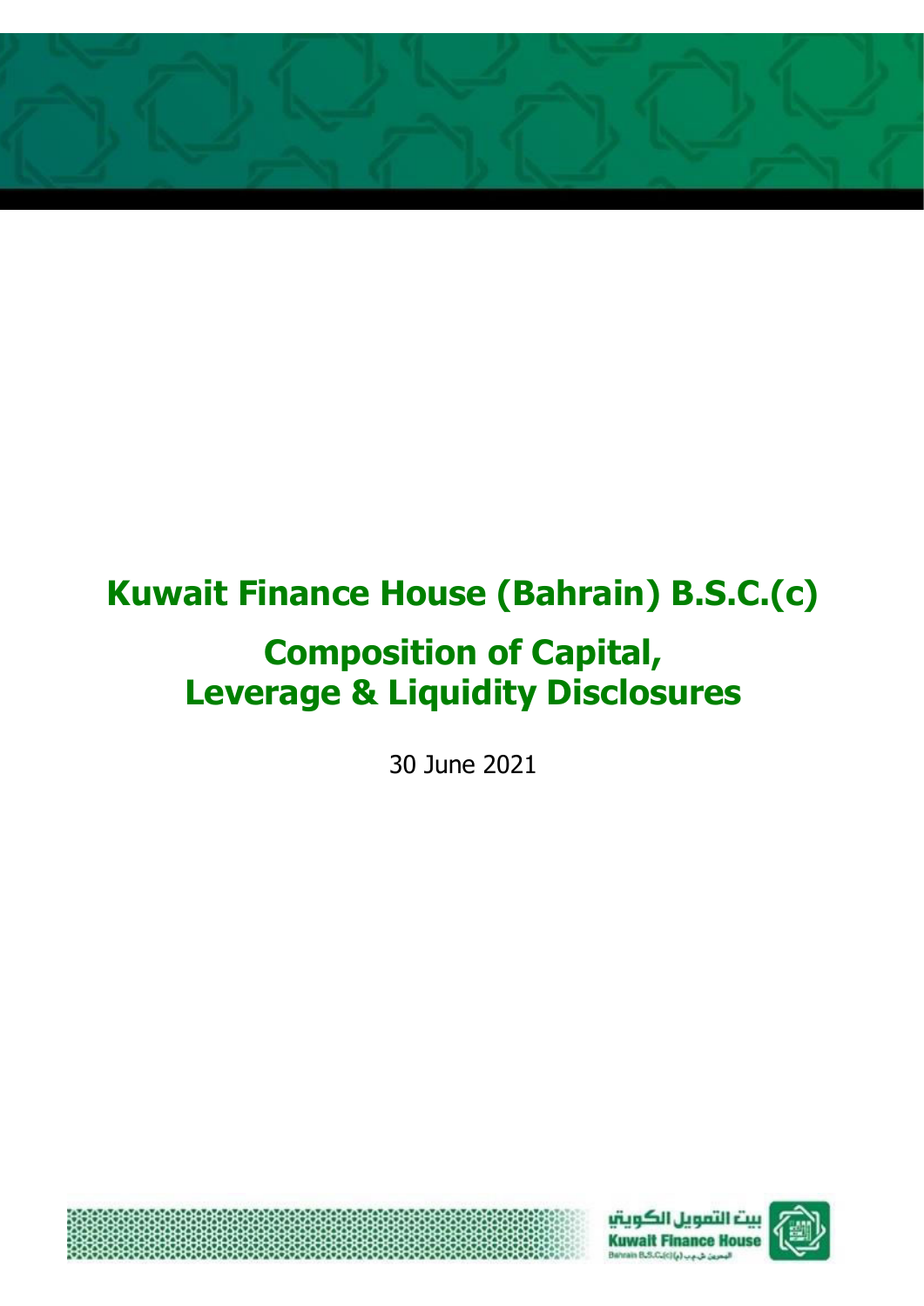# Kuwait Finance House (Bahrain) B.S.C.(c)

# Composition of Capital, Leverage & Liquidity Disclosures

30 June 2021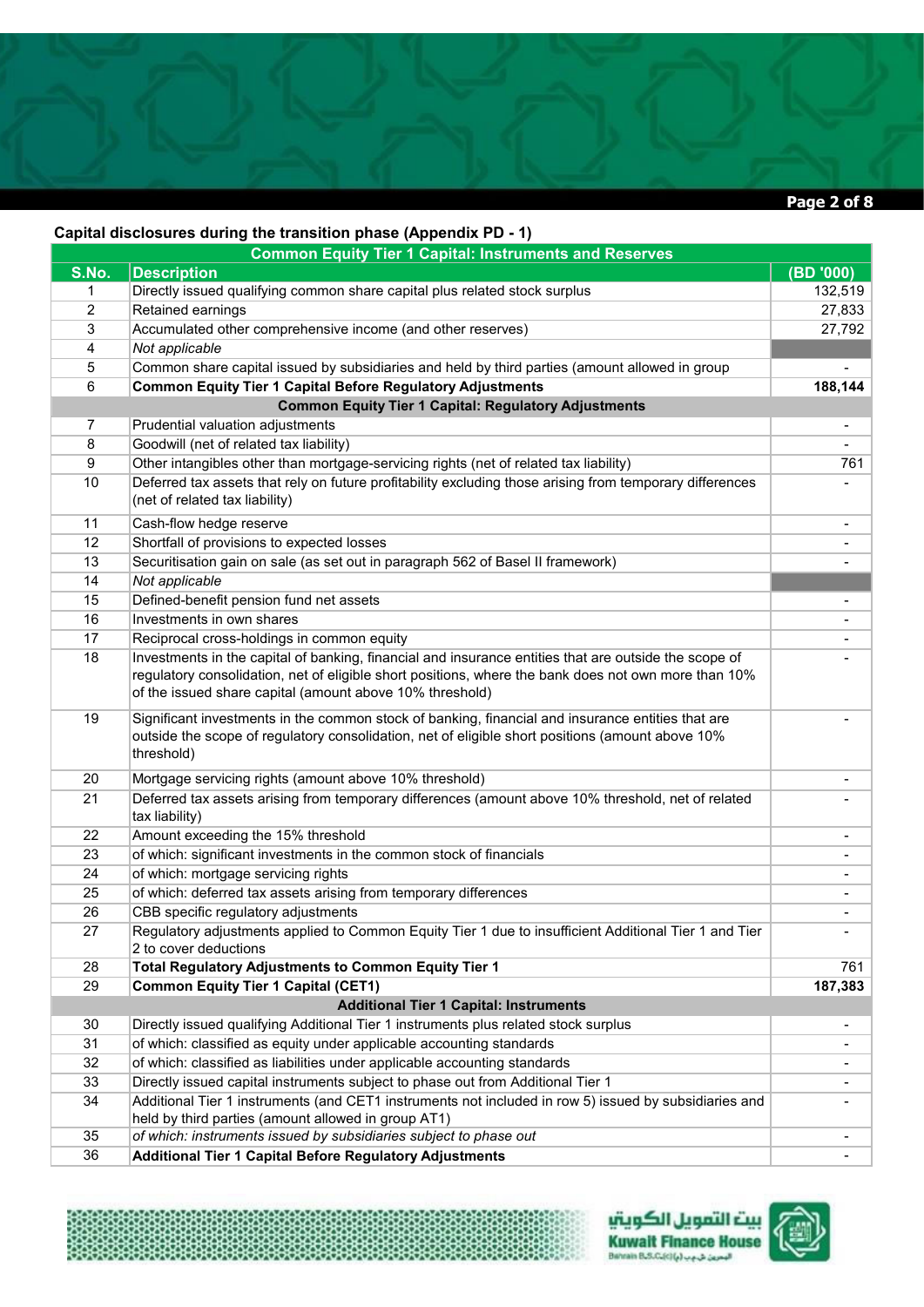## Capital disclosures during the transition phase (Appendix PD - 1)

| S.No. | Description | (BD '000) |
|---|---|---|
| | **Common Equity Tier 1 Capital: Instruments and Reserves** | |
| 1 | Directly issued qualifying common share capital plus related stock surplus | 132,519 |
| 2 | Retained earnings | 27,833 |
| 3 | Accumulated other comprehensive income (and other reserves) | 27,792 |
| 4 | *Not applicable* | |
| 5 | Common share capital issued by subsidiaries and held by third parties (amount allowed in group | - |
| 6 | **Common Equity Tier 1 Capital Before Regulatory Adjustments** | **188,144** |
| | **Common Equity Tier 1 Capital: Regulatory Adjustments** | |
| 7 | Prudential valuation adjustments | - |
| 8 | Goodwill (net of related tax liability) | - |
| 9 | Other intangibles other than mortgage-servicing rights (net of related tax liability) | 761 |
| 10 | Deferred tax assets that rely on future profitability excluding those arising from temporary differences (net of related tax liability) | - |
| 11 | Cash-flow hedge reserve | - |
| 12 | Shortfall of provisions to expected losses | - |
| 13 | Securitisation gain on sale (as set out in paragraph 562 of Basel II framework) | - |
| 14 | *Not applicable* | |
| 15 | Defined-benefit pension fund net assets | - |
| 16 | Investments in own shares | - |
| 17 | Reciprocal cross-holdings in common equity | - |
| 18 | Investments in the capital of banking, financial and insurance entities that are outside the scope of regulatory consolidation, net of eligible short positions, where the bank does not own more than 10% of the issued share capital (amount above 10% threshold) | - |
| 19 | Significant investments in the common stock of banking, financial and insurance entities that are outside the scope of regulatory consolidation, net of eligible short positions (amount above 10% threshold) | - |
| 20 | Mortgage servicing rights (amount above 10% threshold) | - |
| 21 | Deferred tax assets arising from temporary differences (amount above 10% threshold, net of related tax liability) | - |
| 22 | Amount exceeding the 15% threshold | - |
| 23 | of which: significant investments in the common stock of financials | - |
| 24 | of which: mortgage servicing rights | - |
| 25 | of which: deferred tax assets arising from temporary differences | - |
| 26 | CBB specific regulatory adjustments | - |
| 27 | Regulatory adjustments applied to Common Equity Tier 1 due to insufficient Additional Tier 1 and Tier 2 to cover deductions | - |
| 28 | **Total Regulatory Adjustments to Common Equity Tier 1** | 761 |
| 29 | **Common Equity Tier 1 Capital (CET1)** | **187,383** |
| | **Additional Tier 1 Capital: Instruments** | |
| 30 | Directly issued qualifying Additional Tier 1 instruments plus related stock surplus | - |
| 31 | of which: classified as equity under applicable accounting standards | - |
| 32 | of which: classified as liabilities under applicable accounting standards | - |
| 33 | Directly issued capital instruments subject to phase out from Additional Tier 1 | - |
| 34 | Additional Tier 1 instruments (and CET1 instruments not included in row 5) issued by subsidiaries and held by third parties (amount allowed in group AT1) | - |
| 35 | *of which: instruments issued by subsidiaries subject to phase out* | - |
| 36 | **Additional Tier 1 Capital Before Regulatory Adjustments** | - |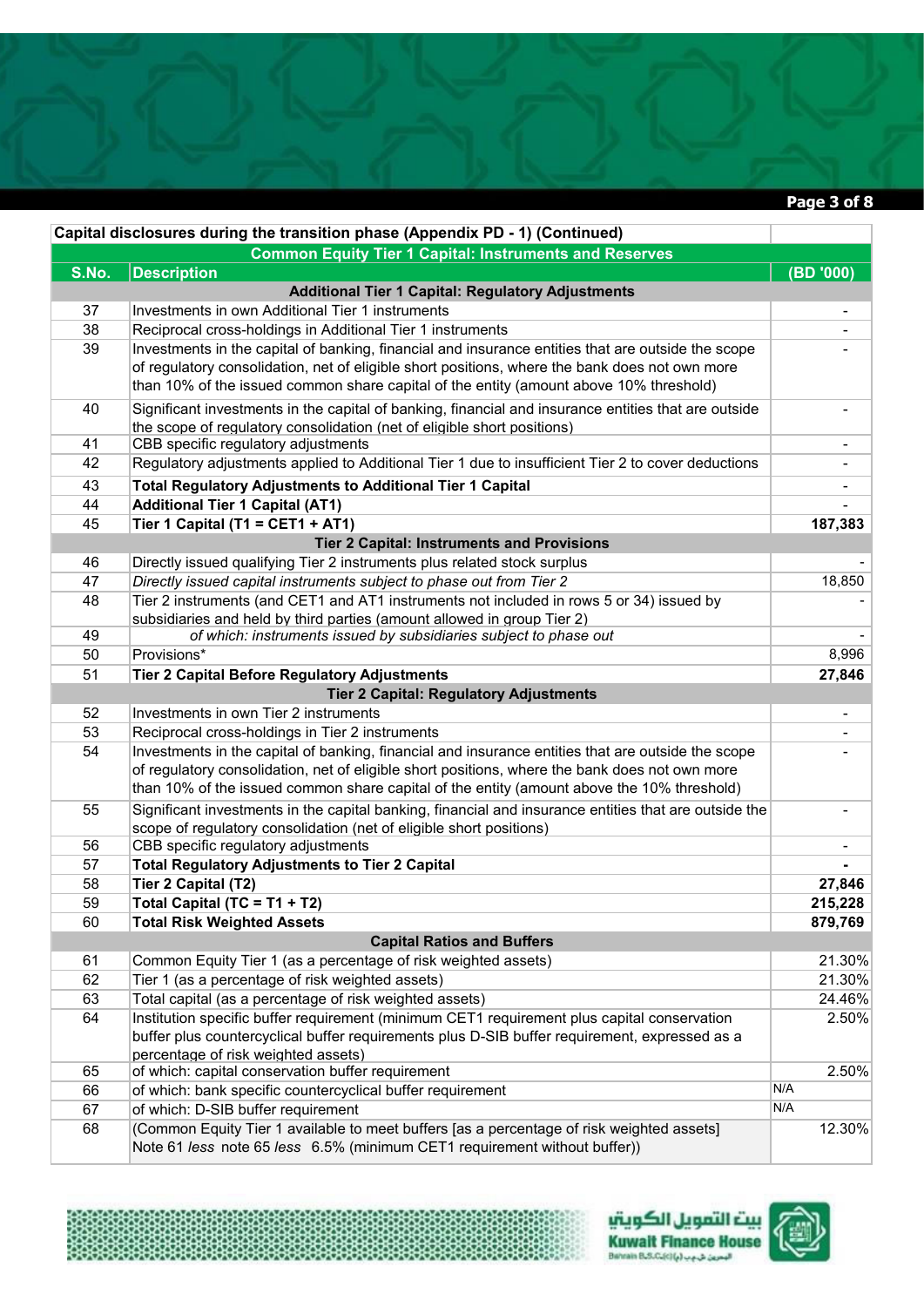| Capital disclosures during the transition phase (Appendix PD - 1) (Continued) | | |
|---|---|---|
| **Common Equity Tier 1 Capital: Instruments and Reserves** | | |
| **S.No.** | **Description** | **(BD '000)** |
| | **Additional Tier 1 Capital: Regulatory Adjustments** | |
| 37 | Investments in own Additional Tier 1 instruments | - |
| 38 | Reciprocal cross-holdings in Additional Tier 1 instruments | - |
| 39 | Investments in the capital of banking, financial and insurance entities that are outside the scope of regulatory consolidation, net of eligible short positions, where the bank does not own more than 10% of the issued common share capital of the entity (amount above 10% threshold) | - |
| 40 | Significant investments in the capital of banking, financial and insurance entities that are outside the scope of regulatory consolidation (net of eligible short positions) | - |
| 41 | CBB specific regulatory adjustments | - |
| 42 | Regulatory adjustments applied to Additional Tier 1 due to insufficient Tier 2 to cover deductions | - |
| 43 | **Total Regulatory Adjustments to Additional Tier 1 Capital** | - |
| 44 | **Additional Tier 1 Capital (AT1)** | - |
| 45 | **Tier 1 Capital (T1 = CET1 + AT1)** | **187,383** |
| | **Tier 2 Capital: Instruments and Provisions** | |
| 46 | Directly issued qualifying Tier 2 instruments plus related stock surplus | - |
| 47 | *Directly issued capital instruments subject to phase out from Tier 2* | 18,850 |
| 48 | Tier 2 instruments (and CET1 and AT1 instruments not included in rows 5 or 34) issued by subsidiaries and held by third parties (amount allowed in group Tier 2) | - |
| 49 | *of which: instruments issued by subsidiaries subject to phase out* | - |
| 50 | Provisions* | 8,996 |
| 51 | **Tier 2 Capital Before Regulatory Adjustments** | **27,846** |
| | **Tier 2 Capital: Regulatory Adjustments** | |
| 52 | Investments in own Tier 2 instruments | - |
| 53 | Reciprocal cross-holdings in Tier 2 instruments | - |
| 54 | Investments in the capital of banking, financial and insurance entities that are outside the scope of regulatory consolidation, net of eligible short positions, where the bank does not own more than 10% of the issued common share capital of the entity (amount above the 10% threshold) | - |
| 55 | Significant investments in the capital banking, financial and insurance entities that are outside the scope of regulatory consolidation (net of eligible short positions) | - |
| 56 | CBB specific regulatory adjustments | - |
| 57 | **Total Regulatory Adjustments to Tier 2 Capital** | **-** |
| 58 | **Tier 2 Capital (T2)** | **27,846** |
| 59 | **Total Capital (TC = T1 + T2)** | **215,228** |
| 60 | **Total Risk Weighted Assets** | **879,769** |
| | **Capital Ratios and Buffers** | |
| 61 | Common Equity Tier 1 (as a percentage of risk weighted assets) | 21.30% |
| 62 | Tier 1 (as a percentage of risk weighted assets) | 21.30% |
| 63 | Total capital (as a percentage of risk weighted assets) | 24.46% |
| 64 | Institution specific buffer requirement (minimum CET1 requirement plus capital conservation buffer plus countercyclical buffer requirements plus D-SIB buffer requirement, expressed as a percentage of risk weighted assets) | 2.50% |
| 65 | of which: capital conservation buffer requirement | 2.50% |
| 66 | of which: bank specific countercyclical buffer requirement | N/A |
| 67 | of which: D-SIB buffer requirement | N/A |
| 68 | (Common Equity Tier 1 available to meet buffers [as a percentage of risk weighted assets] Note 61 *less* note 65 *less* 6.5% (minimum CET1 requirement without buffer)) | 12.30% |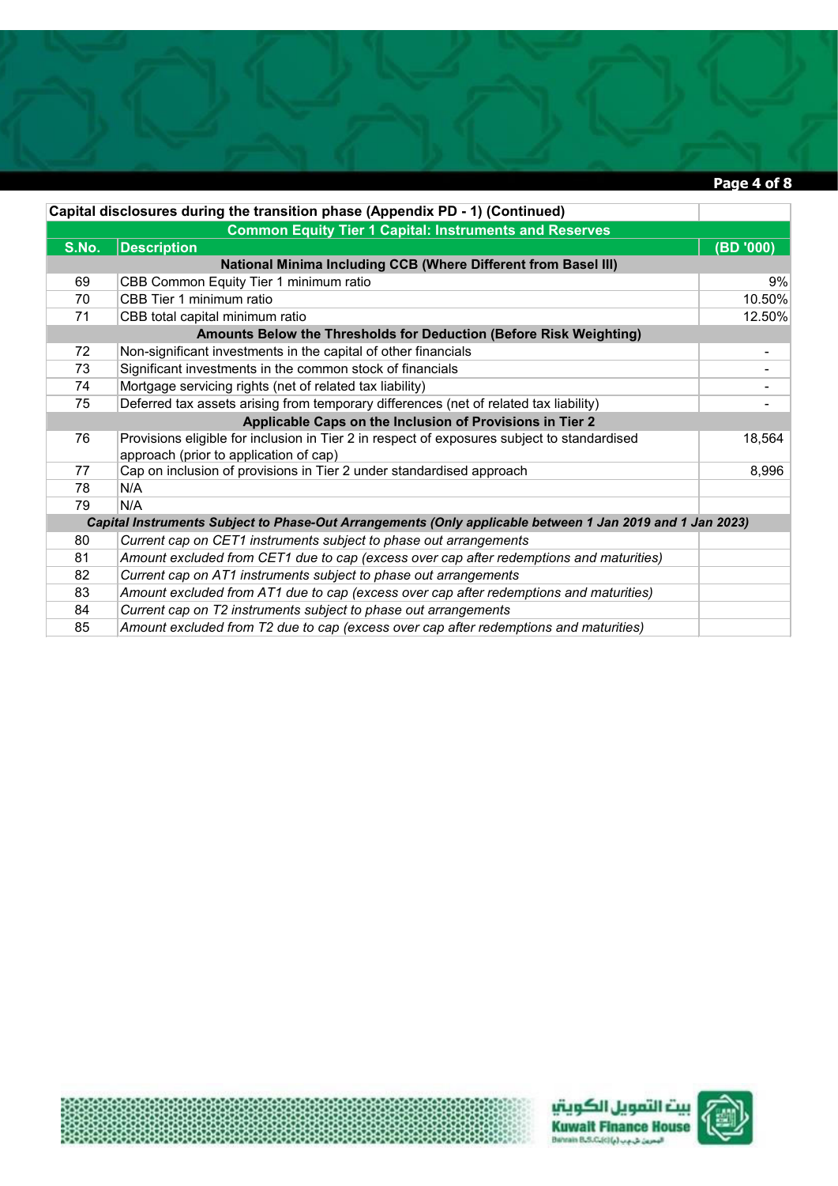| Capital disclosures during the transition phase (Appendix PD - 1) (Continued) | | |
|---|---|---|
| **Common Equity Tier 1 Capital: Instruments and Reserves** | | |
| **S.No.** | **Description** | **(BD '000)** |
| | **National Minima Including CCB (Where Different from Basel III)** | |
| 69 | CBB Common Equity Tier 1 minimum ratio | 9% |
| 70 | CBB Tier 1 minimum ratio | 10.50% |
| 71 | CBB total capital minimum ratio | 12.50% |
| | **Amounts Below the Thresholds for Deduction (Before Risk Weighting)** | |
| 72 | Non-significant investments in the capital of other financials | - |
| 73 | Significant investments in the common stock of financials | - |
| 74 | Mortgage servicing rights (net of related tax liability) | - |
| 75 | Deferred tax assets arising from temporary differences (net of related tax liability) | - |
| | **Applicable Caps on the Inclusion of Provisions in Tier 2** | |
| 76 | Provisions eligible for inclusion in Tier 2 in respect of exposures subject to standardised approach (prior to application of cap) | 18,564 |
| 77 | Cap on inclusion of provisions in Tier 2 under standardised approach | 8,996 |
| 78 | N/A | |
| 79 | N/A | |
| | ***Capital Instruments Subject to Phase-Out Arrangements (Only applicable between 1 Jan 2019 and 1 Jan 2023)*** | |
| 80 | *Current cap on CET1 instruments subject to phase out arrangements* | |
| 81 | *Amount excluded from CET1 due to cap (excess over cap after redemptions and maturities)* | |
| 82 | *Current cap on AT1 instruments subject to phase out arrangements* | |
| 83 | *Amount excluded from AT1 due to cap (excess over cap after redemptions and maturities)* | |
| 84 | *Current cap on T2 instruments subject to phase out arrangements* | |
| 85 | *Amount excluded from T2 due to cap (excess over cap after redemptions and maturities)* | |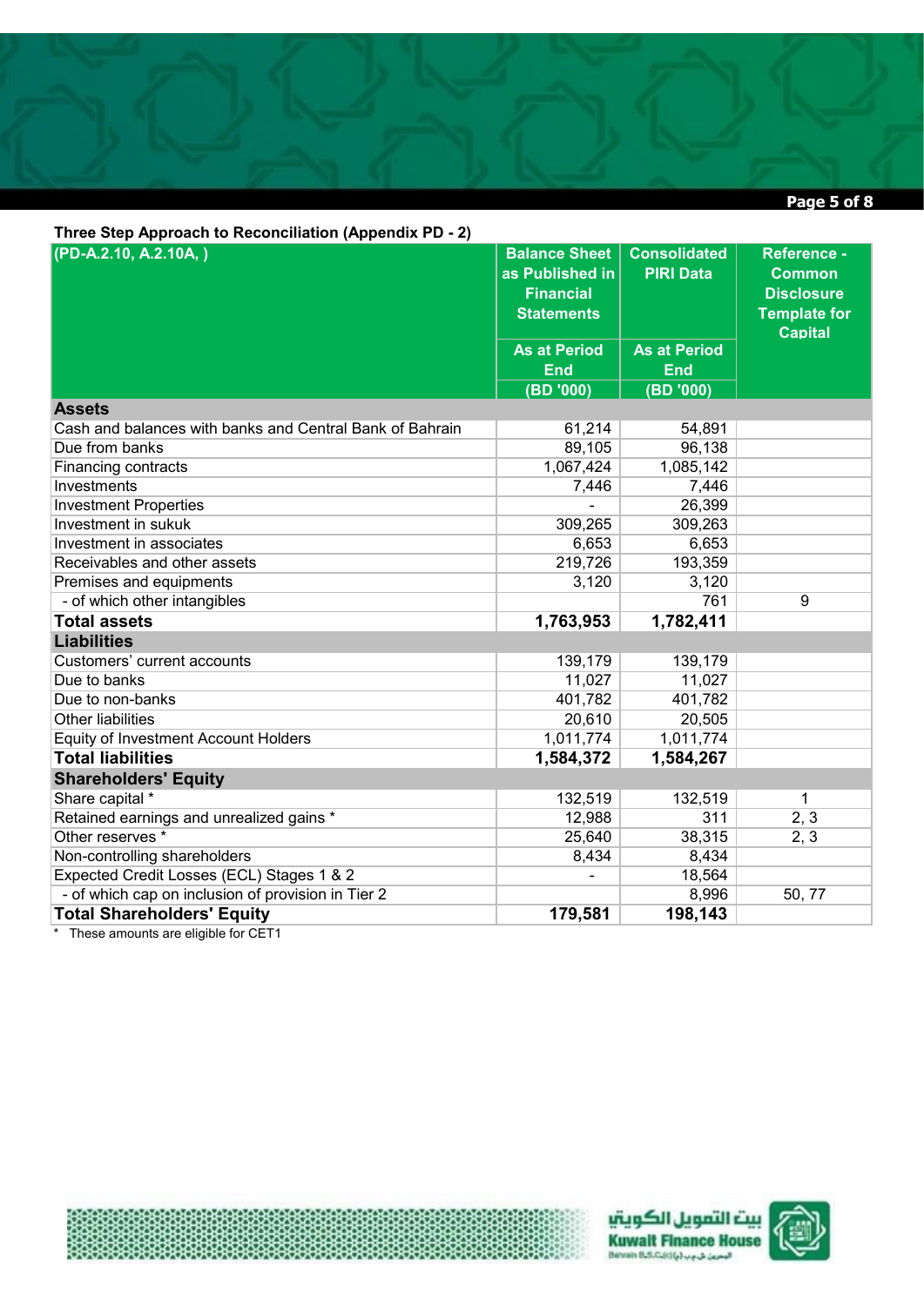**Three Step Approach to Reconciliation (Appendix PD - 2)**

| (PD-A.2.10, A.2.10A, ) | Balance Sheet as Published in Financial Statements | Consolidated PIRI Data | Reference - Common Disclosure Template for Capital |
|---|---|---|---|
| | As at Period End | As at Period End | |
| | (BD '000) | (BD '000) | |
| **Assets** | | | |
| Cash and balances with banks and Central Bank of Bahrain | 61,214 | 54,891 | |
| Due from banks | 89,105 | 96,138 | |
| Financing contracts | 1,067,424 | 1,085,142 | |
| Investments | 7,446 | 7,446 | |
| Investment Properties | - | 26,399 | |
| Investment in sukuk | 309,265 | 309,263 | |
| Investment in associates | 6,653 | 6,653 | |
| Receivables and other assets | 219,726 | 193,359 | |
| Premises and equipments | 3,120 | 3,120 | |
| - of which other intangibles | | 761 | 9 |
| **Total assets** | **1,763,953** | **1,782,411** | |
| **Liabilities** | | | |
| Customers' current accounts | 139,179 | 139,179 | |
| Due to banks | 11,027 | 11,027 | |
| Due to non-banks | 401,782 | 401,782 | |
| Other liabilities | 20,610 | 20,505 | |
| Equity of Investment Account Holders | 1,011,774 | 1,011,774 | |
| **Total liabilities** | **1,584,372** | **1,584,267** | |
| **Shareholders' Equity** | | | |
| Share capital * | 132,519 | 132,519 | 1 |
| Retained earnings and unrealized gains * | 12,988 | 311 | 2, 3 |
| Other reserves * | 25,640 | 38,315 | 2, 3 |
| Non-controlling shareholders | 8,434 | 8,434 | |
| Expected Credit Losses (ECL) Stages 1 & 2 | - | 18,564 | |
| - of which cap on inclusion of provision in Tier 2 | | 8,996 | 50, 77 |
| **Total Shareholders' Equity** | **179,581** | **198,143** | |

\* These amounts are eligible for CET1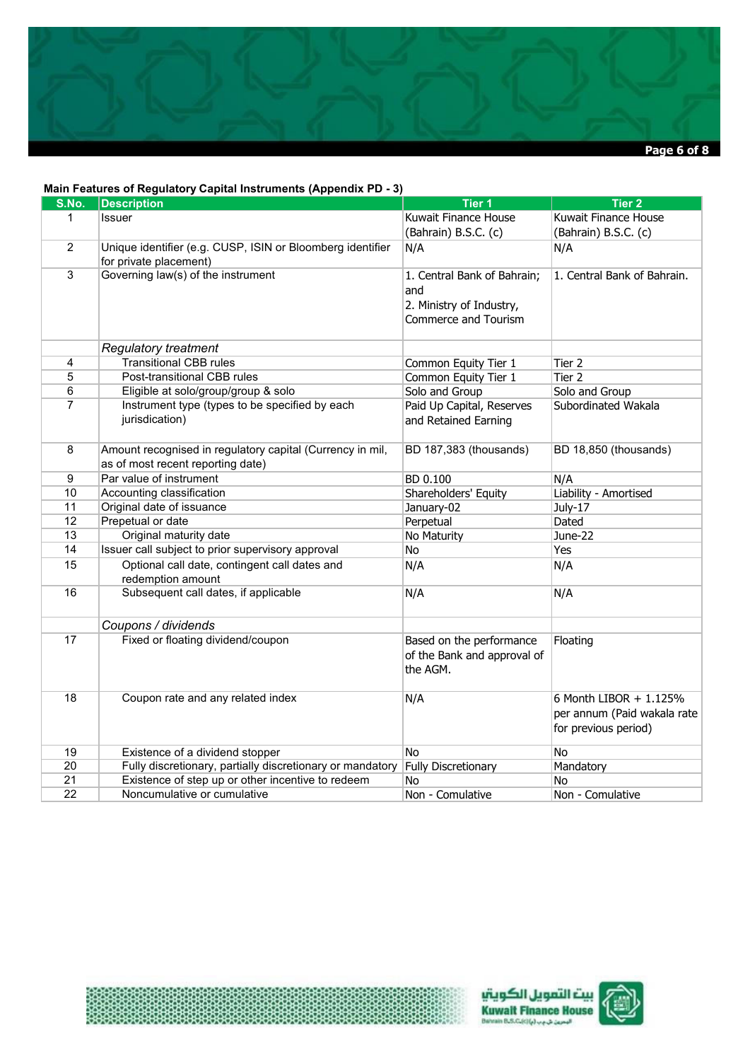**Main Features of Regulatory Capital Instruments (Appendix PD - 3)**

| S.No. | Description | Tier 1 | Tier 2 |
|---|---|---|---|
| 1 | Issuer | Kuwait Finance House (Bahrain) B.S.C. (c) | Kuwait Finance House (Bahrain) B.S.C. (c) |
| 2 | Unique identifier (e.g. CUSP, ISIN or Bloomberg identifier for private placement) | N/A | N/A |
| 3 | Governing law(s) of the instrument | 1. Central Bank of Bahrain; and 2. Ministry of Industry, Commerce and Tourism | 1. Central Bank of Bahrain. |
| | *Regulatory treatment* | | |
| 4 | Transitional CBB rules | Common Equity Tier 1 | Tier 2 |
| 5 | Post-transitional CBB rules | Common Equity Tier 1 | Tier 2 |
| 6 | Eligible at solo/group/group & solo | Solo and Group | Solo and Group |
| 7 | Instrument type (types to be specified by each jurisdiction) | Paid Up Capital, Reserves and Retained Earning | Subordinated Wakala |
| 8 | Amount recognised in regulatory capital (Currency in mil, as of most recent reporting date) | BD 187,383 (thousands) | BD 18,850 (thousands) |
| 9 | Par value of instrument | BD 0.100 | N/A |
| 10 | Accounting classification | Shareholders' Equity | Liability - Amortised |
| 11 | Original date of issuance | January-02 | July-17 |
| 12 | Prepetual or date | Perpetual | Dated |
| 13 | Original maturity date | No Maturity | June-22 |
| 14 | Issuer call subject to prior supervisory approval | No | Yes |
| 15 | Optional call date, contingent call dates and redemption amount | N/A | N/A |
| 16 | Subsequent call dates, if applicable | N/A | N/A |
| | *Coupons / dividends* | | |
| 17 | Fixed or floating dividend/coupon | Based on the performance of the Bank and approval of the AGM. | Floating |
| 18 | Coupon rate and any related index | N/A | 6 Month LIBOR + 1.125% per annum (Paid wakala rate for previous period) |
| 19 | Existence of a dividend stopper | No | No |
| 20 | Fully discretionary, partially discretionary or mandatory | Fully Discretionary | Mandatory |
| 21 | Existence of step up or other incentive to redeem | No | No |
| 22 | Noncumulative or cumulative | Non - Comulative | Non - Comulative |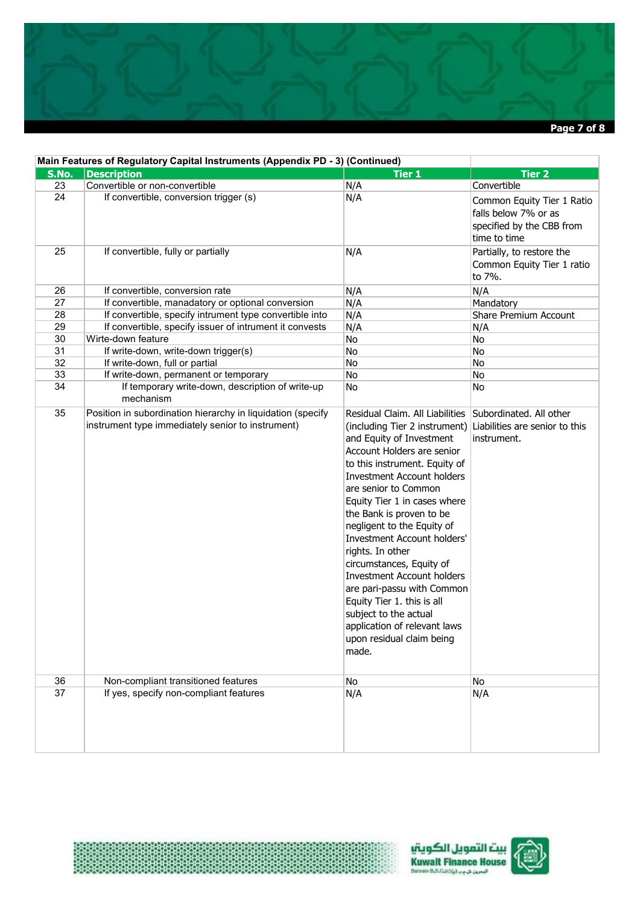| Main Features of Regulatory Capital Instruments (Appendix PD - 3) (Continued) | | | |
|---|---|---|---|
| **S.No.** | **Description** | **Tier 1** | **Tier 2** |
| 23 | Convertible or non-convertible | N/A | Convertible |
| 24 | If convertible, conversion trigger (s) | N/A | Common Equity Tier 1 Ratio falls below 7% or as specified by the CBB from time to time |
| 25 | If convertible, fully or partially | N/A | Partially, to restore the Common Equity Tier 1 ratio to 7%. |
| 26 | If convertible, conversion rate | N/A | N/A |
| 27 | If convertible, manadatory or optional conversion | N/A | Mandatory |
| 28 | If convertible, specify intrument type convertible into | N/A | Share Premium Account |
| 29 | If convertible, specify issuer of intrument it convests | N/A | N/A |
| 30 | Wirte-down feature | No | No |
| 31 | If write-down, write-down trigger(s) | No | No |
| 32 | If write-down, full or partial | No | No |
| 33 | If write-down, permanent or temporary | No | No |
| 34 | If temporary write-down, description of write-up mechanism | No | No |
| 35 | Position in subordination hierarchy in liquidation (specify instrument type immediately senior to instrument) | Residual Claim. All Liabilities (including Tier 2 instrument) and Equity of Investment Account Holders are senior to this instrument. Equity of Investment Account holders are senior to Common Equity Tier 1 in cases where the Bank is proven to be negligent to the Equity of Investment Account holders' rights. In other circumstances, Equity of Investment Account holders are pari-passu with Common Equity Tier 1. this is all subject to the actual application of relevant laws upon residual claim being made. | Subordinated. All other Liabilities are senior to this instrument. |
| 36 | Non-compliant transitioned features | No | No |
| 37 | If yes, specify non-compliant features | N/A | N/A |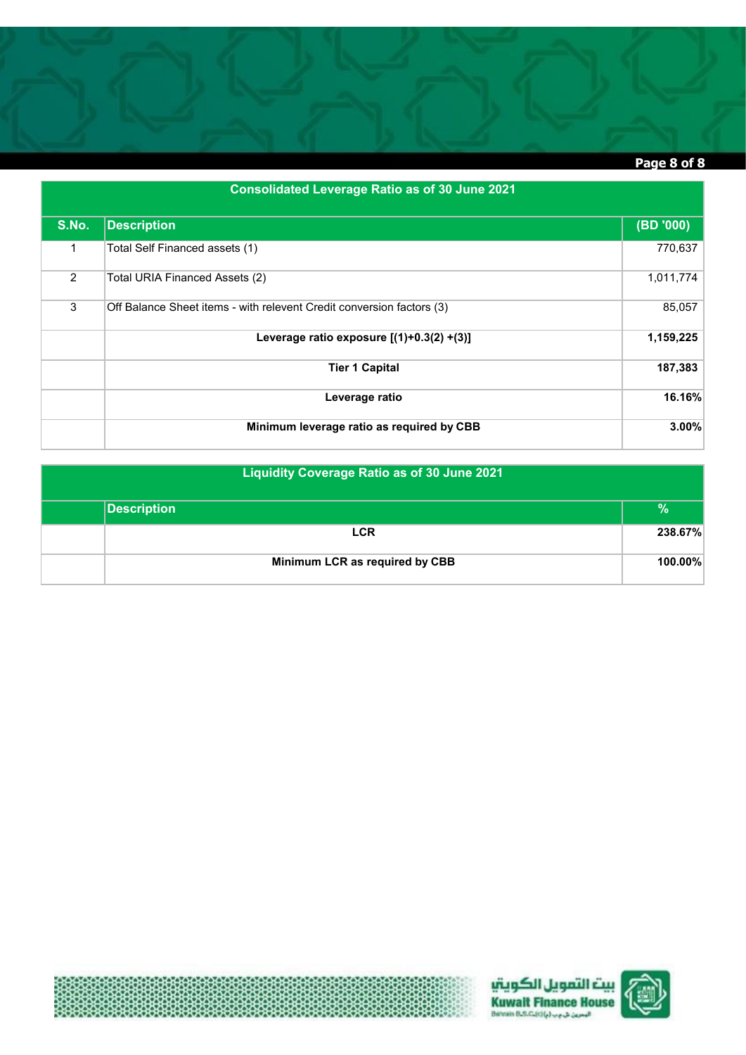## Consolidated Leverage Ratio as of 30 June 2021

| S.No. | Description | (BD '000) |
|---|---|---|
| 1 | Total Self Financed assets (1) | 770,637 |
| 2 | Total URIA Financed Assets (2) | 1,011,774 |
| 3 | Off Balance Sheet items - with relevent Credit conversion factors (3) | 85,057 |
| | **Leverage ratio exposure [(1)+0.3(2) +(3)]** | **1,159,225** |
| | **Tier 1 Capital** | **187,383** |
| | **Leverage ratio** | **16.16%** |
| | **Minimum leverage ratio as required by CBB** | **3.00%** |

## Liquidity Coverage Ratio as of 30 June 2021

| | Description | % |
|---|---|---|
| | **LCR** | **238.67%** |
| | **Minimum LCR as required by CBB** | **100.00%** |